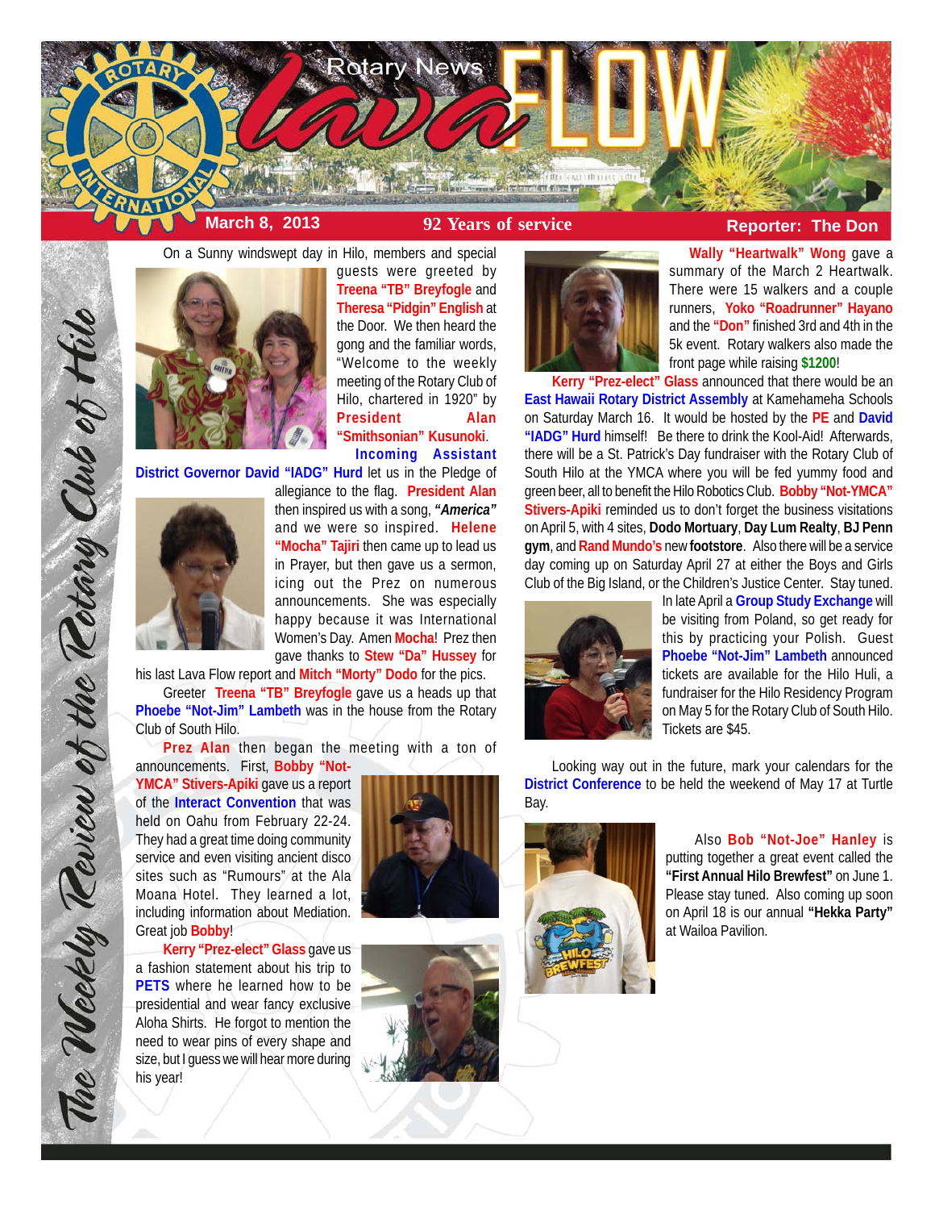# Rotary News lava FLOW

**March 8, 2013** | **92 Years of service** | **Reporter: The Don**

*The Weekly Review of the Rotary Club of Hilo*

On a Sunny windswept day in Hilo, members and special guests were greeted by **Treena "TB" Breyfogle** and **Theresa "Pidgin" English** at the Door. We then heard the gong and the familiar words, "Welcome to the weekly meeting of the Rotary Club of Hilo, chartered in 1920" by **President Alan "Smithsonian" Kusunoki**. **Incoming Assistant District Governor David "IADG" Hurd** let us in the Pledge of allegiance to the flag. **President Alan** then inspired us with a song, ***"America"*** and we were so inspired. **Helene "Mocha" Tajiri** then came up to lead us in Prayer, but then gave us a sermon, icing out the Prez on numerous announcements. She was especially happy because it was International Women's Day. Amen **Mocha**! Prez then gave thanks to **Stew "Da" Hussey** for his last Lava Flow report and **Mitch "Morty" Dodo** for the pics.

Greeter **Treena "TB" Breyfogle** gave us a heads up that **Phoebe "Not-Jim" Lambeth** was in the house from the Rotary Club of South Hilo.

**Prez Alan** then began the meeting with a ton of announcements. First, **Bobby "Not-YMCA" Stivers-Apiki** gave us a report of the **Interact Convention** that was held on Oahu from February 22-24. They had a great time doing community service and even visiting ancient disco sites such as "Rumours" at the Ala Moana Hotel. They learned a lot, including information about Mediation. Great job **Bobby**!

**Kerry "Prez-elect" Glass** gave us a fashion statement about his trip to **PETS** where he learned how to be presidential and wear fancy exclusive Aloha Shirts. He forgot to mention the need to wear pins of every shape and size, but I guess we will hear more during his year!

**Wally "Heartwalk" Wong** gave a summary of the March 2 Heartwalk. There were 15 walkers and a couple runners, **Yoko "Roadrunner" Hayano** and the **"Don"** finished 3rd and 4th in the 5k event. Rotary walkers also made the front page while raising **$1200**!

**Kerry "Prez-elect" Glass** announced that there would be an **East Hawaii Rotary District Assembly** at Kamehameha Schools on Saturday March 16. It would be hosted by the **PE** and **David "IADG" Hurd** himself! Be there to drink the Kool-Aid! Afterwards, there will be a St. Patrick's Day fundraiser with the Rotary Club of South Hilo at the YMCA where you will be fed yummy food and green beer, all to benefit the Hilo Robotics Club. **Bobby "Not-YMCA" Stivers-Apiki** reminded us to don't forget the business visitations on April 5, with 4 sites, **Dodo Mortuary**, **Day Lum Realty**, **BJ Penn gym**, and **Rand Mundo's** new **footstore**. Also there will be a service day coming up on Saturday April 27 at either the Boys and Girls Club of the Big Island, or the Children's Justice Center. Stay tuned.

In late April a **Group Study Exchange** will be visiting from Poland, so get ready for this by practicing your Polish. Guest **Phoebe "Not-Jim" Lambeth** announced tickets are available for the Hilo Huli, a fundraiser for the Hilo Residency Program on May 5 for the Rotary Club of South Hilo. Tickets are $45.

Looking way out in the future, mark your calendars for the **District Conference** to be held the weekend of May 17 at Turtle Bay.

Also **Bob "Not-Joe" Hanley** is putting together a great event called the **"First Annual Hilo Brewfest"** on June 1. Please stay tuned. Also coming up soon on April 18 is our annual **"Hekka Party"** at Wailoa Pavilion.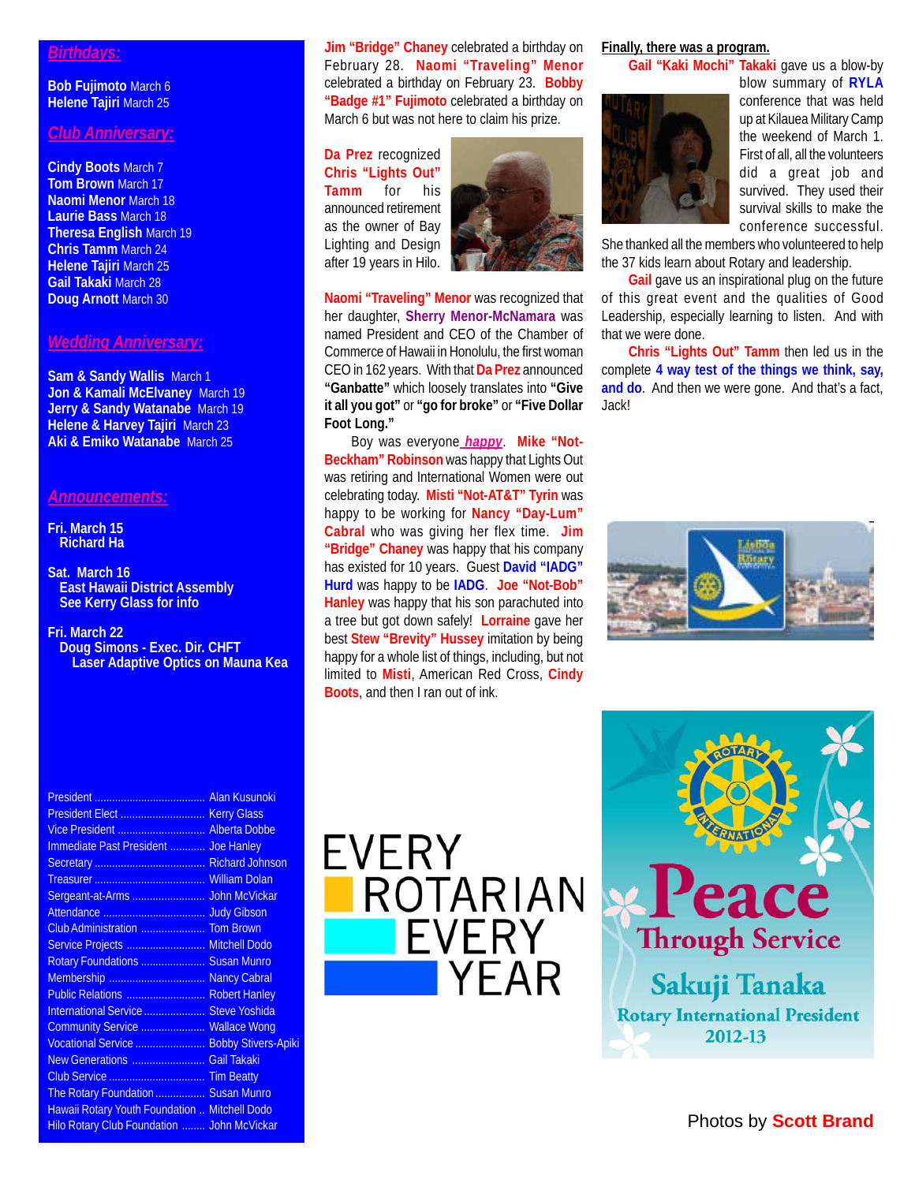## *Birthdays:*

**Bob Fujimoto** March 6
**Helene Tajiri** March 25

## *Club Anniversary:*

**Cindy Boots** March 7
**Tom Brown** March 17
**Naomi Menor** March 18
**Laurie Bass** March 18
**Theresa English** March 19
**Chris Tamm** March 24
**Helene Tajiri** March 25
**Gail Takaki** March 28
**Doug Arnott** March 30

## *Wedding Anniversary:*

**Sam & Sandy Wallis** March 1
**Jon & Kamali McElvaney** March 19
**Jerry & Sandy Watanabe** March 19
**Helene & Harvey Tajiri** March 23
**Aki & Emiko Watanabe** March 25

## *Announcements:*

**Fri. March 15**
**Richard Ha**

**Sat. March 16**
**East Hawaii District Assembly**
**See Kerry Glass for info**

**Fri. March 22**
**Doug Simons - Exec. Dir. CHFT**
**Laser Adaptive Optics on Mauna Kea**

| | |
|---|---|
| President | Alan Kusunoki |
| President Elect | Kerry Glass |
| Vice President | Alberta Dobbe |
| Immediate Past President | Joe Hanley |
| Secretary | Richard Johnson |
| Treasurer | William Dolan |
| Sergeant-at-Arms | John McVickar |
| Attendance | Judy Gibson |
| Club Administration | Tom Brown |
| Service Projects | Mitchell Dodo |
| Rotary Foundations | Susan Munro |
| Membership | Nancy Cabral |
| Public Relations | Robert Hanley |
| International Service | Steve Yoshida |
| Community Service | Wallace Wong |
| Vocational Service | Bobby Stivers-Apiki |
| New Generations | Gail Takaki |
| Club Service | Tim Beatty |
| The Rotary Foundation | Susan Munro |
| Hawaii Rotary Youth Foundation | Mitchell Dodo |
| Hilo Rotary Club Foundation | John McVickar |

**Jim "Bridge" Chaney** celebrated a birthday on February 28. **Naomi "Traveling" Menor** celebrated a birthday on February 23. **Bobby "Badge #1" Fujimoto** celebrated a birthday on March 6 but was not here to claim his prize.

**Da Prez** recognized **Chris "Lights Out" Tamm** for his announced retirement as the owner of Bay Lighting and Design after 19 years in Hilo.

**Naomi "Traveling" Menor** was recognized that her daughter, **Sherry Menor-McNamara** was named President and CEO of the Chamber of Commerce of Hawaii in Honolulu, the first woman CEO in 162 years. With that **Da Prez** announced **"Ganbatte"** which loosely translates into **"Give it all you got"** or **"go for broke"** or **"Five Dollar Foot Long."**

Boy was everyone ***happy***. **Mike "Not-Beckham" Robinson** was happy that Lights Out was retiring and International Women were out celebrating today. **Misti "Not-AT&T" Tyrin** was happy to be working for **Nancy "Day-Lum" Cabral** who was giving her flex time. **Jim "Bridge" Chaney** was happy that his company has existed for 10 years. Guest **David "IADG" Hurd** was happy to be **IADG**. **Joe "Not-Bob" Hanley** was happy that his son parachuted into a tree but got down safely! **Lorraine** gave her best **Stew "Brevity" Hussey** imitation by being happy for a whole list of things, including, but not limited to **Misti**, American Red Cross, **Cindy Boots**, and then I ran out of ink.

**Finally, there was a program.**

**Gail "Kaki Mochi" Takaki** gave us a blow-by blow summary of **RYLA** conference that was held up at Kilauea Military Camp the weekend of March 1. First of all, all the volunteers did a great job and survived. They used their survival skills to make the conference successful. She thanked all the members who volunteered to help the 37 kids learn about Rotary and leadership.

**Gail** gave us an inspirational plug on the future of this great event and the qualities of Good Leadership, especially learning to listen. And with that we were done.

**Chris "Lights Out" Tamm** then led us in the complete **4 way test of the things we think, say, and do**. And then we were gone. And that's a fact, Jack!

EVERY ROTARIAN EVERY YEAR

Peace Through Service
Sakuji Tanaka
Rotary International President
2012-13

Photos by **Scott Brand**